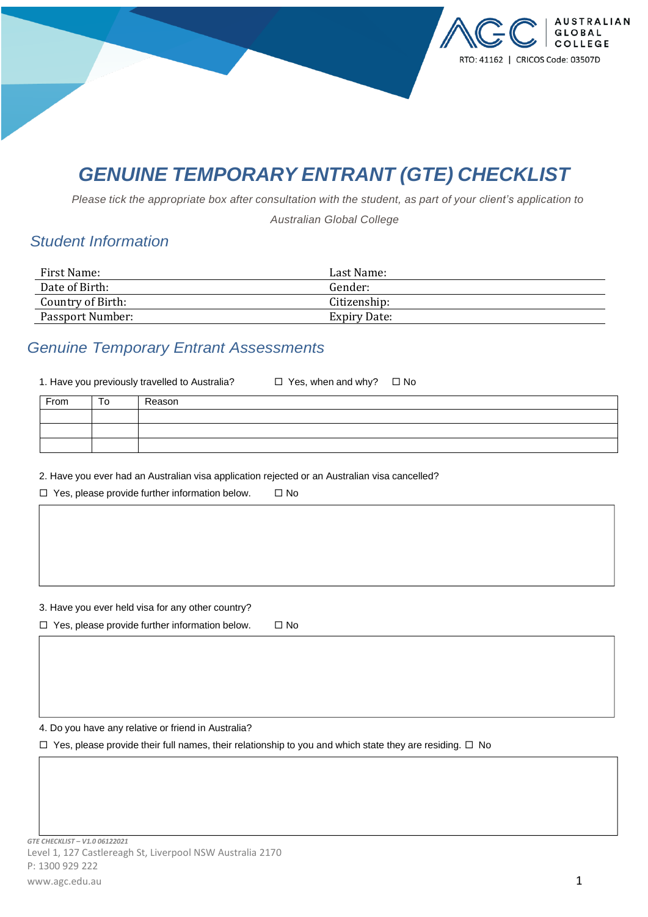AUSTRALIAN GLOBAL COLLEGE

RTO: 41162 | CRICOS Code: 03507D

# *GENUINE TEMPORARY ENTRANT (GTE) CHECKLIST*

*Please tick the appropriate box after consultation with the student, as part of your client's application to Australian Global College*

## *Student Information*

| First Name: | Last Name: |
|---|---|
| Date of Birth: | Gender: |
| Country of Birth: | Citizenship: |
| Passport Number: | Expiry Date: |

## *Genuine Temporary Entrant Assessments*

1. Have you previously travelled to Australia? ☐ Yes, when and why? ☐ No

| From | To | Reason |
|---|---|---|
| | | |
| | | |
| | | |

2. Have you ever had an Australian visa application rejected or an Australian visa cancelled?

☐ Yes, please provide further information below. ☐ No

3. Have you ever held visa for any other country?

☐ Yes, please provide further information below. ☐ No

4. Do you have any relative or friend in Australia?

☐ Yes, please provide their full names, their relationship to you and which state they are residing. ☐ No

*GTE CHECKLIST – V1.0 06122021*

Level 1, 127 Castlereagh St, Liverpool NSW Australia 2170

P: 1300 929 222

www.agc.edu.au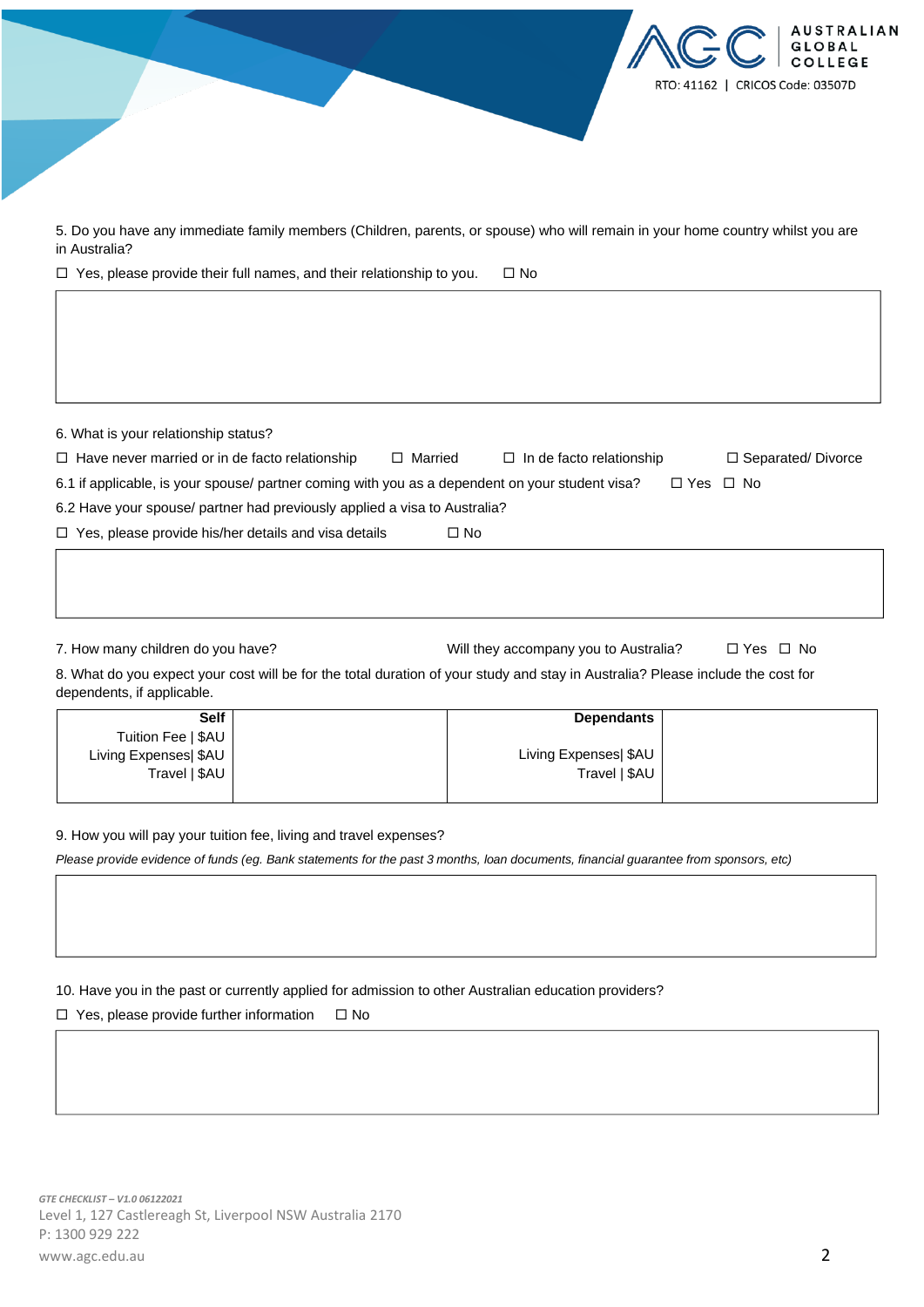5. Do you have any immediate family members (Children, parents, or spouse) who will remain in your home country whilst you are in Australia?

☐ Yes, please provide their full names, and their relationship to you. ☐ No

6. What is your relationship status?

☐ Have never married or in de facto relationship ☐ Married ☐ In de facto relationship ☐ Separated/ Divorce

6.1 if applicable, is your spouse/ partner coming with you as a dependent on your student visa? ☐ Yes ☐ No

6.2 Have your spouse/ partner had previously applied a visa to Australia?

☐ Yes, please provide his/her details and visa details ☐ No

7. How many children do you have? Will they accompany you to Australia? ☐ Yes ☐ No

8. What do you expect your cost will be for the total duration of your study and stay in Australia? Please include the cost for dependents, if applicable.

| **Self** | | **Dependants** | |
|---|---|---|---|
| Tuition Fee \| $AU | | | |
| Living Expenses\| $AU | | Living Expenses\| $AU | |
| Travel \| $AU | | Travel \| $AU | |

9. How you will pay your tuition fee, living and travel expenses?

*Please provide evidence of funds (eg. Bank statements for the past 3 months, loan documents, financial guarantee from sponsors, etc)*

10. Have you in the past or currently applied for admission to other Australian education providers?

☐ Yes, please provide further information ☐ No

*GTE CHECKLIST – V1.0 06122021*

Level 1, 127 Castlereagh St, Liverpool NSW Australia 2170

P: 1300 929 222

www.agc.edu.au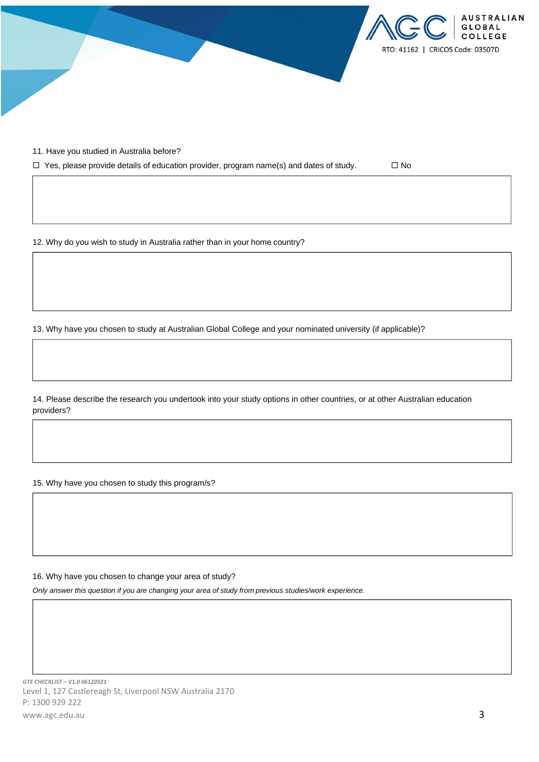11. Have you studied in Australia before?

☐ Yes, please provide details of education provider, program name(s) and dates of study. ☐ No

12. Why do you wish to study in Australia rather than in your home country?

13. Why have you chosen to study at Australian Global College and your nominated university (if applicable)?

14. Please describe the research you undertook into your study options in other countries, or at other Australian education providers?

15. Why have you chosen to study this program/s?

16. Why have you chosen to change your area of study?

*Only answer this question if you are changing your area of study from previous studies/work experience.*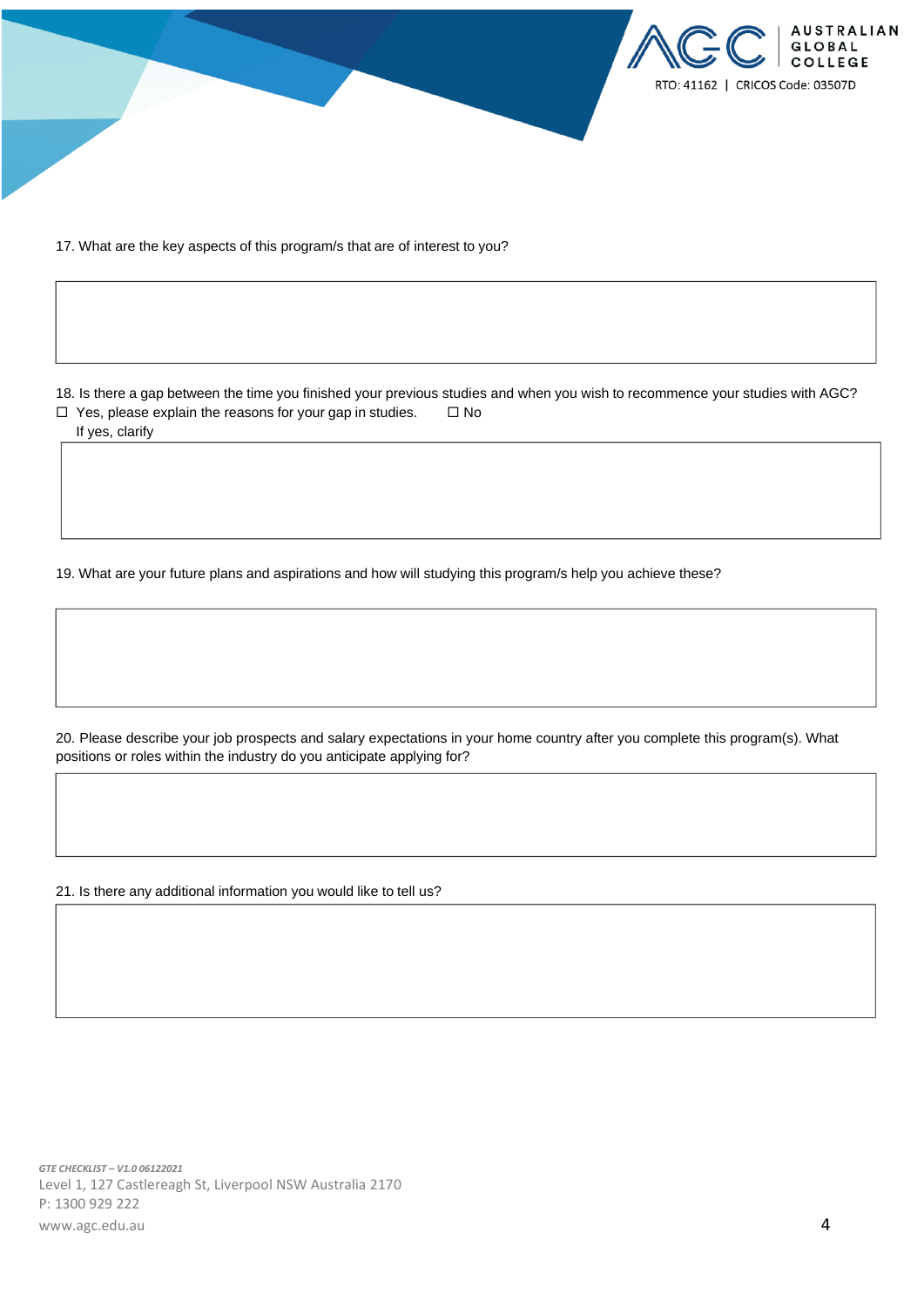17. What are the key aspects of this program/s that are of interest to you?

18. Is there a gap between the time you finished your previous studies and when you wish to recommence your studies with AGC?

☐ Yes, please explain the reasons for your gap in studies. ☐ No

If yes, clarify

19. What are your future plans and aspirations and how will studying this program/s help you achieve these?

20. Please describe your job prospects and salary expectations in your home country after you complete this program(s). What positions or roles within the industry do you anticipate applying for?

21. Is there any additional information you would like to tell us?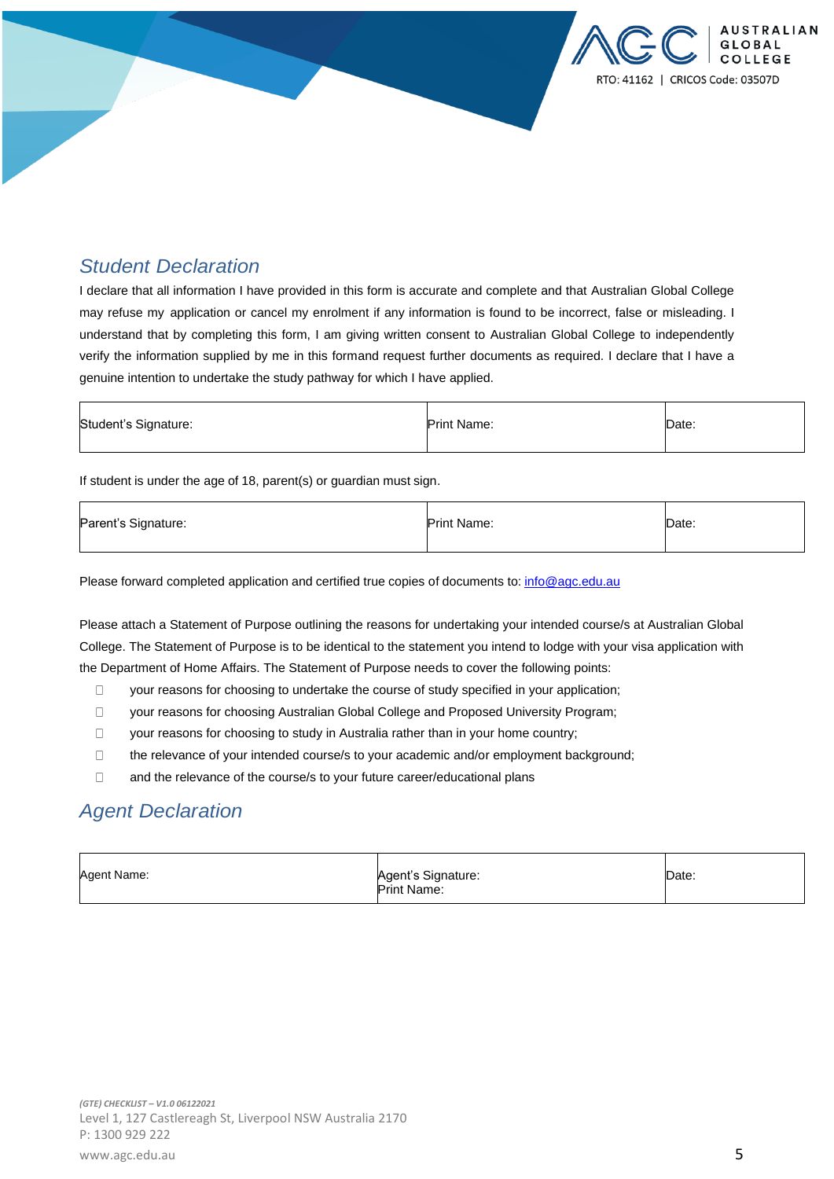## Student Declaration

I declare that all information I have provided in this form is accurate and complete and that Australian Global College may refuse my application or cancel my enrolment if any information is found to be incorrect, false or misleading. I understand that by completing this form, I am giving written consent to Australian Global College to independently verify the information supplied by me in this formand request further documents as required. I declare that I have a genuine intention to undertake the study pathway for which I have applied.

| Student's Signature: | Print Name: | Date: |
|---|---|---|

If student is under the age of 18, parent(s) or guardian must sign.

| Parent's Signature: | Print Name: | Date: |
|---|---|---|

Please forward completed application and certified true copies of documents to: info@agc.edu.au

Please attach a Statement of Purpose outlining the reasons for undertaking your intended course/s at Australian Global College. The Statement of Purpose is to be identical to the statement you intend to lodge with your visa application with the Department of Home Affairs. The Statement of Purpose needs to cover the following points:

- your reasons for choosing to undertake the course of study specified in your application;
- your reasons for choosing Australian Global College and Proposed University Program;
- your reasons for choosing to study in Australia rather than in your home country;
- the relevance of your intended course/s to your academic and/or employment background;
- and the relevance of the course/s to your future career/educational plans

## Agent Declaration

| Agent Name: | Agent's Signature:<br>Print Name: | Date: |
|---|---|---|

*(GTE) CHECKLIST – V1.0 06122021*
Level 1, 127 Castlereagh St, Liverpool NSW Australia 2170
P: 1300 929 222
www.agc.edu.au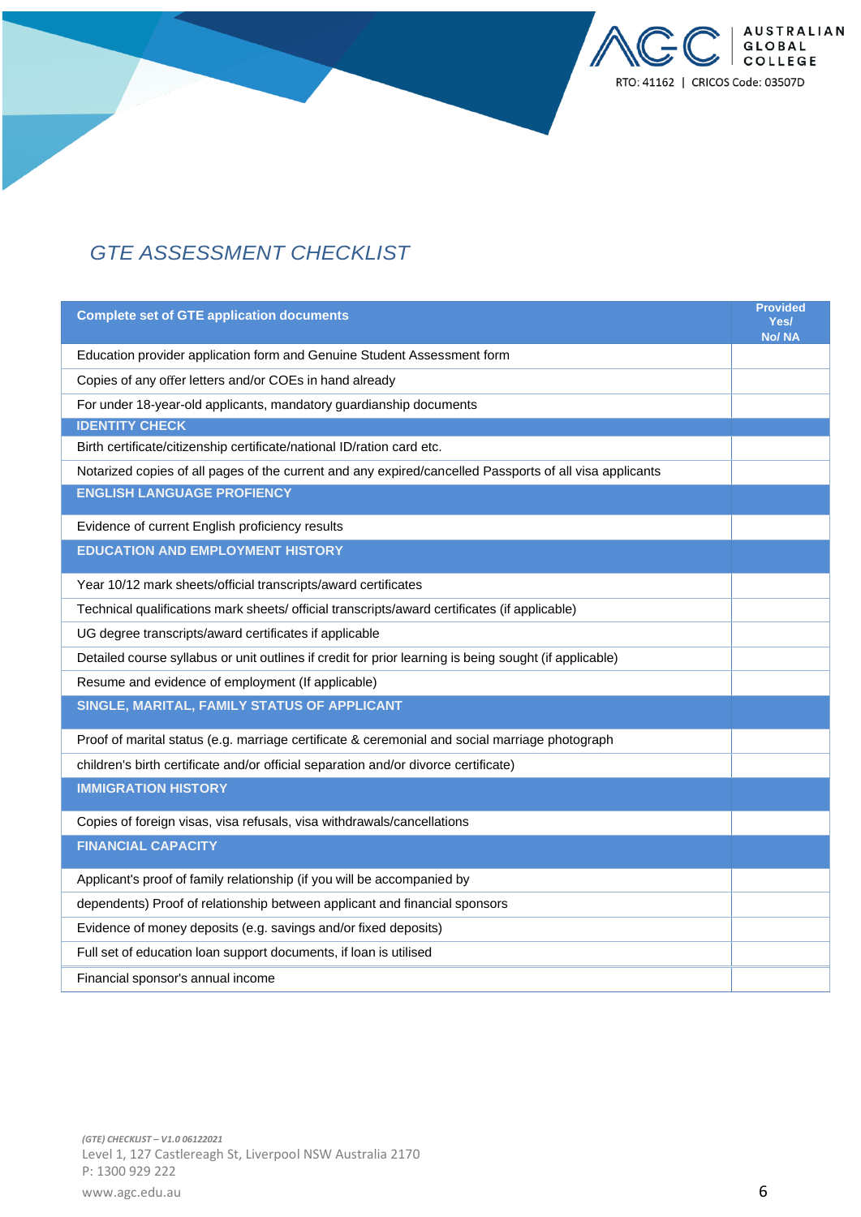# GTE ASSESSMENT CHECKLIST

| **Complete set of GTE application documents** | **Provided Yes/ No/ NA** |
|---|---|
| Education provider application form and Genuine Student Assessment form | |
| Copies of any offer letters and/or COEs in hand already | |
| For under 18-year-old applicants, mandatory guardianship documents | |
| **IDENTITY CHECK** | |
| Birth certificate/citizenship certificate/national ID/ration card etc. | |
| Notarized copies of all pages of the current and any expired/cancelled Passports of all visa applicants | |
| **ENGLISH LANGUAGE PROFIENCY** | |
| Evidence of current English proficiency results | |
| **EDUCATION AND EMPLOYMENT HISTORY** | |
| Year 10/12 mark sheets/official transcripts/award certificates | |
| Technical qualifications mark sheets/ official transcripts/award certificates (if applicable) | |
| UG degree transcripts/award certificates if applicable | |
| Detailed course syllabus or unit outlines if credit for prior learning is being sought (if applicable) | |
| Resume and evidence of employment (If applicable) | |
| **SINGLE, MARITAL, FAMILY STATUS OF APPLICANT** | |
| Proof of marital status (e.g. marriage certificate & ceremonial and social marriage photograph | |
| children's birth certificate and/or official separation and/or divorce certificate) | |
| **IMMIGRATION HISTORY** | |
| Copies of foreign visas, visa refusals, visa withdrawals/cancellations | |
| **FINANCIAL CAPACITY** | |
| Applicant's proof of family relationship (if you will be accompanied by | |
| dependents) Proof of relationship between applicant and financial sponsors | |
| Evidence of money deposits (e.g. savings and/or fixed deposits) | |
| Full set of education loan support documents, if loan is utilised | |
| Financial sponsor's annual income | |